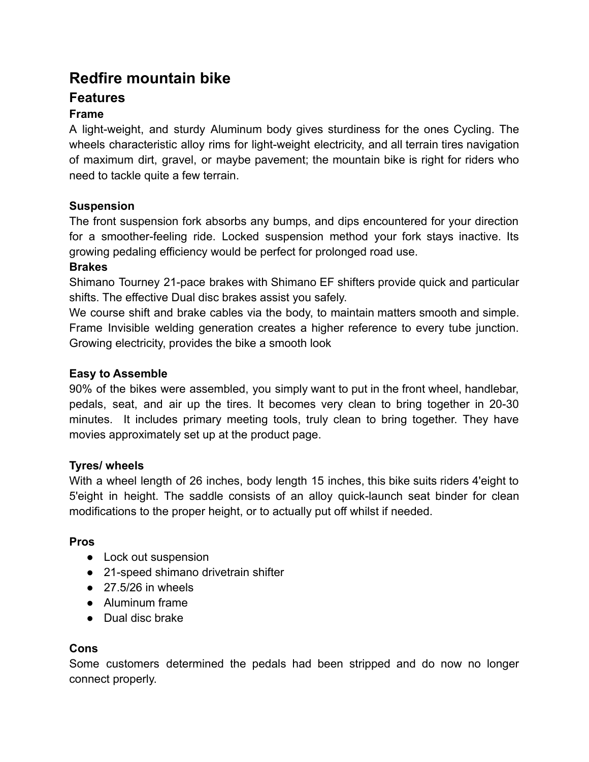# Redfire mountain bike

## Features

### Frame

A light-weight, and sturdy Aluminum body gives sturdiness for the ones Cycling. The wheels characteristic alloy rims for light-weight electricity, and all terrain tires navigation of maximum dirt, gravel, or maybe pavement; the mountain bike is right for riders who need to tackle quite a few terrain.

### Suspension

The front suspension fork absorbs any bumps, and dips encountered for your direction for a smoother-feeling ride. Locked suspension method your fork stays inactive. Its growing pedaling efficiency would be perfect for prolonged road use.

### Brakes

Shimano Tourney 21-pace brakes with Shimano EF shifters provide quick and particular shifts. The effective Dual disc brakes assist you safely.

We course shift and brake cables via the body, to maintain matters smooth and simple. Frame Invisible welding generation creates a higher reference to every tube junction. Growing electricity, provides the bike a smooth look

### Easy to Assemble

90% of the bikes were assembled, you simply want to put in the front wheel, handlebar, pedals, seat, and air up the tires. It becomes very clean to bring together in 20-30 minutes. It includes primary meeting tools, truly clean to bring together. They have movies approximately set up at the product page.

### Tyres/ wheels

With a wheel length of 26 inches, body length 15 inches, this bike suits riders 4'eight to 5'eight in height. The saddle consists of an alloy quick-launch seat binder for clean modifications to the proper height, or to actually put off whilst if needed.

### Pros

- Lock out suspension
- 21-speed shimano drivetrain shifter
- 27.5/26 in wheels
- Aluminum frame
- Dual disc brake

### Cons

Some customers determined the pedals had been stripped and do now no longer connect properly.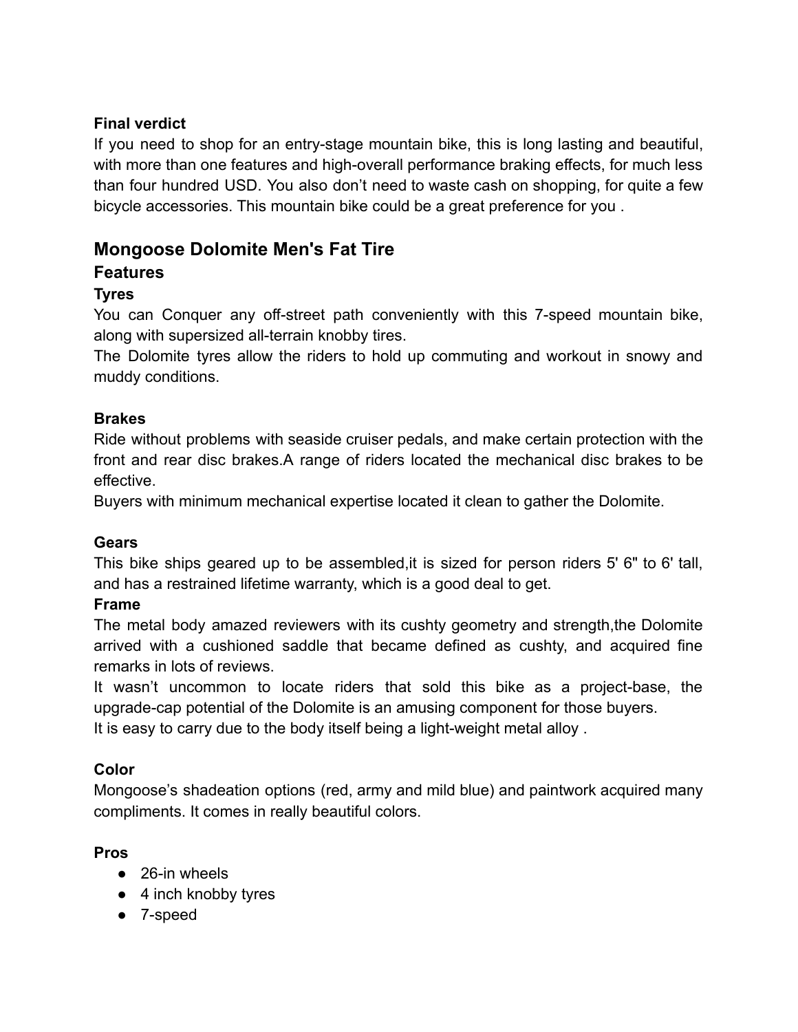**Final verdict**

If you need to shop for an entry-stage mountain bike, this is long lasting and beautiful, with more than one features and high-overall performance braking effects, for much less than four hundred USD. You also don't need to waste cash on shopping, for quite a few bicycle accessories. This mountain bike could be a great preference for you .

## Mongoose Dolomite Men's Fat Tire

### Features

**Tyres**

You can Conquer any off-street path conveniently with this 7-speed mountain bike, along with supersized all-terrain knobby tires.

The Dolomite tyres allow the riders to hold up commuting and workout in snowy and muddy conditions.

**Brakes**

Ride without problems with seaside cruiser pedals, and make certain protection with the front and rear disc brakes.A range of riders located the mechanical disc brakes to be effective.

Buyers with minimum mechanical expertise located it clean to gather the Dolomite.

**Gears**

This bike ships geared up to be assembled,it is sized for person riders 5' 6" to 6' tall, and has a restrained lifetime warranty, which is a good deal to get.

**Frame**

The metal body amazed reviewers with its cushty geometry and strength,the Dolomite arrived with a cushioned saddle that became defined as cushty, and acquired fine remarks in lots of reviews.

It wasn't uncommon to locate riders that sold this bike as a project-base, the upgrade-cap potential of the Dolomite is an amusing component for those buyers.

It is easy to carry due to the body itself being a light-weight metal alloy .

**Color**

Mongoose's shadeation options (red, army and mild blue) and paintwork acquired many compliments. It comes in really beautiful colors.

**Pros**

- 26-in wheels
- 4 inch knobby tyres
- 7-speed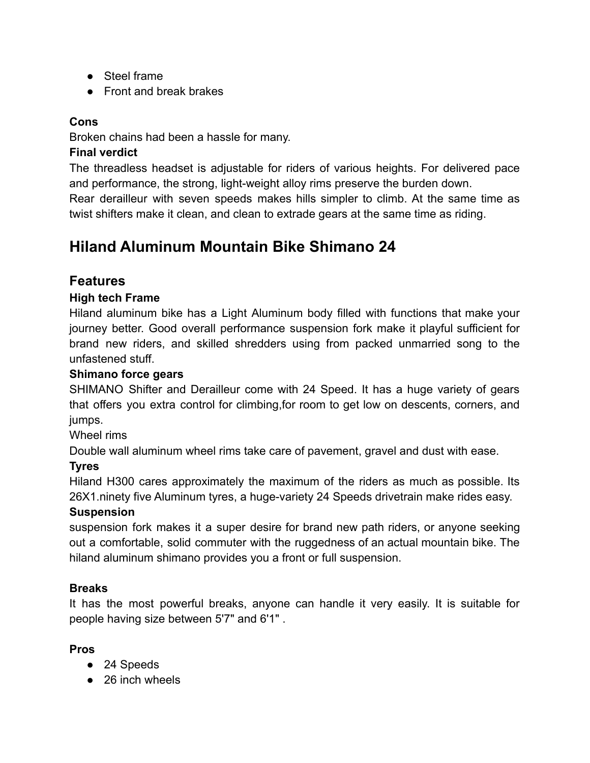- Steel frame
- Front and break brakes

**Cons**

Broken chains had been a hassle for many.

**Final verdict**

The threadless headset is adjustable for riders of various heights. For delivered pace and performance, the strong, light-weight alloy rims preserve the burden down.

Rear derailleur with seven speeds makes hills simpler to climb. At the same time as twist shifters make it clean, and clean to extrade gears at the same time as riding.

# Hiland Aluminum Mountain Bike Shimano 24

## Features

**High tech Frame**

Hiland aluminum bike has a Light Aluminum body filled with functions that make your journey better. Good overall performance suspension fork make it playful sufficient for brand new riders, and skilled shredders using from packed unmarried song to the unfastened stuff.

**Shimano force gears**

SHIMANO Shifter and Derailleur come with 24 Speed. It has a huge variety of gears that offers you extra control for climbing,for room to get low on descents, corners, and jumps.

Wheel rims

Double wall aluminum wheel rims take care of pavement, gravel and dust with ease.

**Tyres**

Hiland H300 cares approximately the maximum of the riders as much as possible. Its 26X1.ninety five Aluminum tyres, a huge-variety 24 Speeds drivetrain make rides easy.

**Suspension**

suspension fork makes it a super desire for brand new path riders, or anyone seeking out a comfortable, solid commuter with the ruggedness of an actual mountain bike. The hiland aluminum shimano provides you a front or full suspension.

**Breaks**

It has the most powerful breaks, anyone can handle it very easily. It is suitable for people having size between 5'7" and 6'1" .

**Pros**

- 24 Speeds
- 26 inch wheels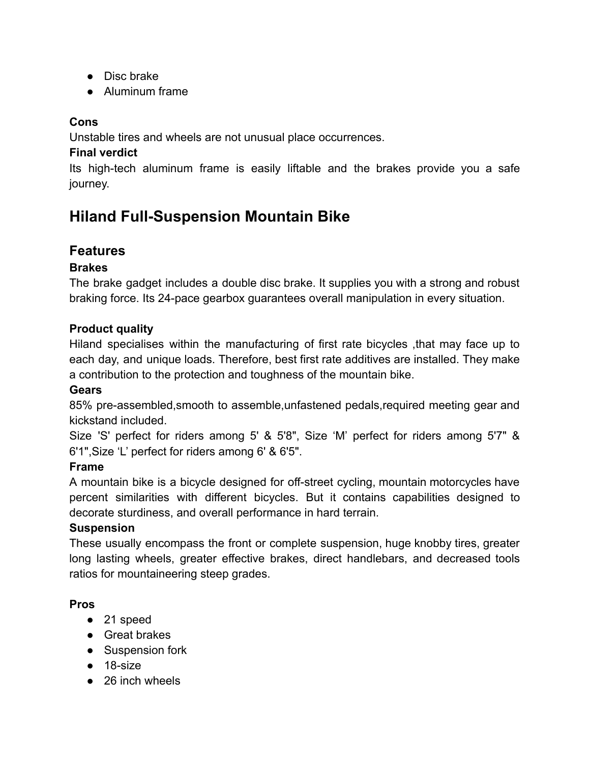- Disc brake
- Aluminum frame

**Cons**

Unstable tires and wheels are not unusual place occurrences.

**Final verdict**

Its high-tech aluminum frame is easily liftable and the brakes provide you a safe journey.

# Hiland Full-Suspension Mountain Bike

## Features

**Brakes**

The brake gadget includes a double disc brake. It supplies you with a strong and robust braking force. Its 24-pace gearbox guarantees overall manipulation in every situation.

**Product quality**

Hiland specialises within the manufacturing of first rate bicycles ,that may face up to each day, and unique loads. Therefore, best first rate additives are installed. They make a contribution to the protection and toughness of the mountain bike.

**Gears**

85% pre-assembled,smooth to assemble,unfastened pedals,required meeting gear and kickstand included.

Size 'S' perfect for riders among 5' & 5'8", Size 'M' perfect for riders among 5'7" & 6'1",Size 'L' perfect for riders among 6' & 6'5".

**Frame**

A mountain bike is a bicycle designed for off-street cycling, mountain motorcycles have percent similarities with different bicycles. But it contains capabilities designed to decorate sturdiness, and overall performance in hard terrain.

**Suspension**

These usually encompass the front or complete suspension, huge knobby tires, greater long lasting wheels, greater effective brakes, direct handlebars, and decreased tools ratios for mountaineering steep grades.

**Pros**

- 21 speed
- Great brakes
- Suspension fork
- 18-size
- 26 inch wheels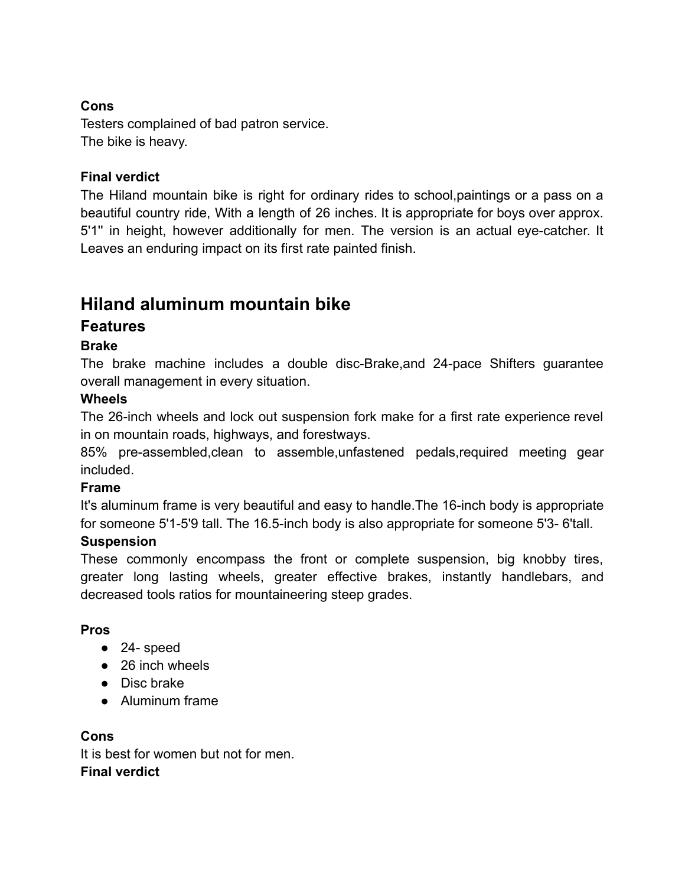**Cons**

Testers complained of bad patron service.
The bike is heavy.

**Final verdict**

The Hiland mountain bike is right for ordinary rides to school,paintings or a pass on a beautiful country ride, With a length of 26 inches. It is appropriate for boys over approx. 5'1'' in height, however additionally for men. The version is an actual eye-catcher. It Leaves an enduring impact on its first rate painted finish.

## Hiland aluminum mountain bike

### Features

**Brake**

The brake machine includes a double disc-Brake,and 24-pace Shifters guarantee overall management in every situation.

**Wheels**

The 26-inch wheels and lock out suspension fork make for a first rate experience revel in on mountain roads, highways, and forestways.
85% pre-assembled,clean to assemble,unfastened pedals,required meeting gear included.

**Frame**

It's aluminum frame is very beautiful and easy to handle.The 16-inch body is appropriate for someone 5'1-5'9 tall. The 16.5-inch body is also appropriate for someone 5'3- 6'tall.

**Suspension**

These commonly encompass the front or complete suspension, big knobby tires, greater long lasting wheels, greater effective brakes, instantly handlebars, and decreased tools ratios for mountaineering steep grades.

**Pros**

- 24- speed
- 26 inch wheels
- Disc brake
- Aluminum frame

**Cons**

It is best for women but not for men.

**Final verdict**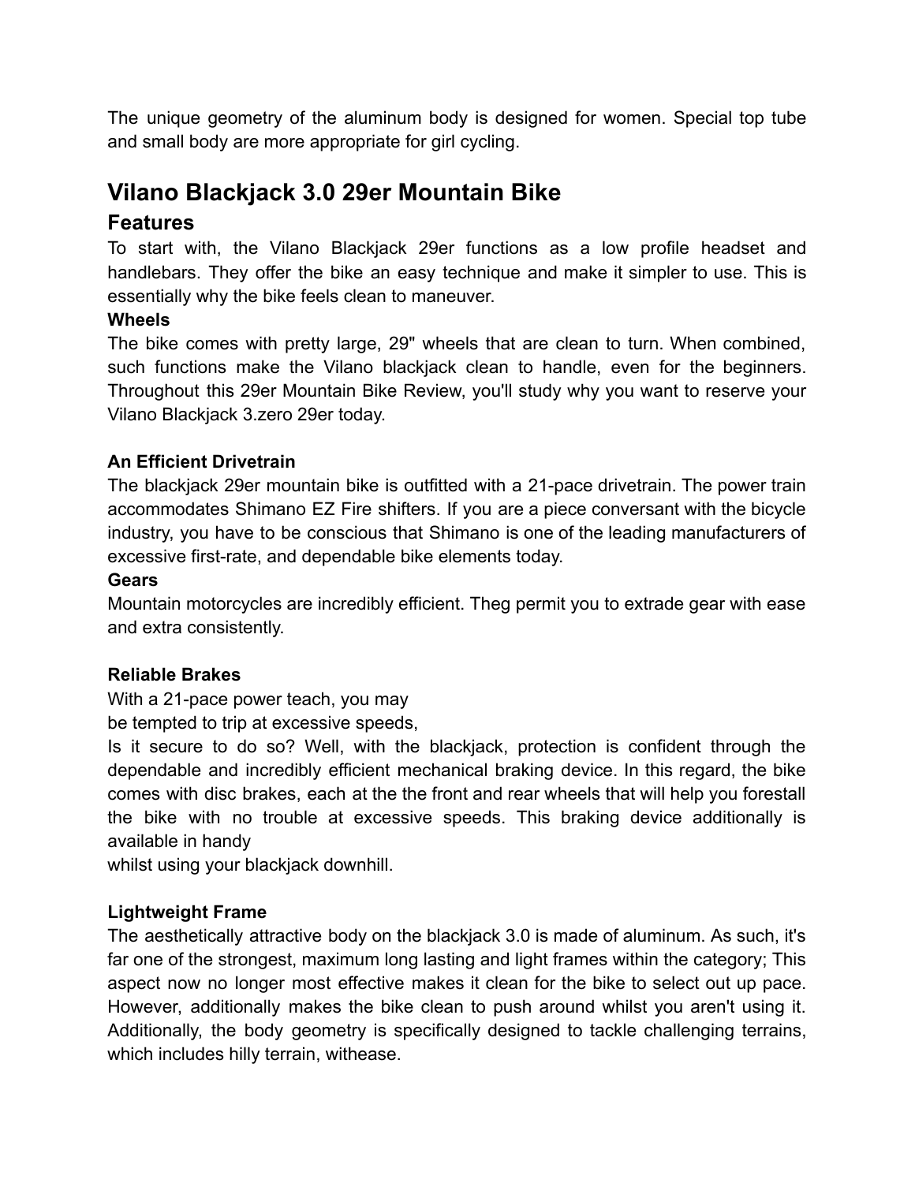The unique geometry of the aluminum body is designed for women. Special top tube and small body are more appropriate for girl cycling.

## Vilano Blackjack 3.0 29er Mountain Bike

### Features

To start with, the Vilano Blackjack 29er functions as a low profile headset and handlebars. They offer the bike an easy technique and make it simpler to use. This is essentially why the bike feels clean to maneuver.

**Wheels**

The bike comes with pretty large, 29" wheels that are clean to turn. When combined, such functions make the Vilano blackjack clean to handle, even for the beginners. Throughout this 29er Mountain Bike Review, you'll study why you want to reserve your Vilano Blackjack 3.zero 29er today.

**An Efficient Drivetrain**

The blackjack 29er mountain bike is outfitted with a 21-pace drivetrain. The power train accommodates Shimano EZ Fire shifters. If you are a piece conversant with the bicycle industry, you have to be conscious that Shimano is one of the leading manufacturers of excessive first-rate, and dependable bike elements today.

**Gears**

Mountain motorcycles are incredibly efficient. Theg permit you to extrade gear with ease and extra consistently.

**Reliable Brakes**

With a 21-pace power teach, you may
be tempted to trip at excessive speeds,
Is it secure to do so? Well, with the blackjack, protection is confident through the dependable and incredibly efficient mechanical braking device. In this regard, the bike comes with disc brakes, each at the the front and rear wheels that will help you forestall the bike with no trouble at excessive speeds. This braking device additionally is available in handy
whilst using your blackjack downhill.

**Lightweight Frame**

The aesthetically attractive body on the blackjack 3.0 is made of aluminum. As such, it's far one of the strongest, maximum long lasting and light frames within the category; This aspect now no longer most effective makes it clean for the bike to select out up pace. However, additionally makes the bike clean to push around whilst you aren't using it. Additionally, the body geometry is specifically designed to tackle challenging terrains, which includes hilly terrain, withease.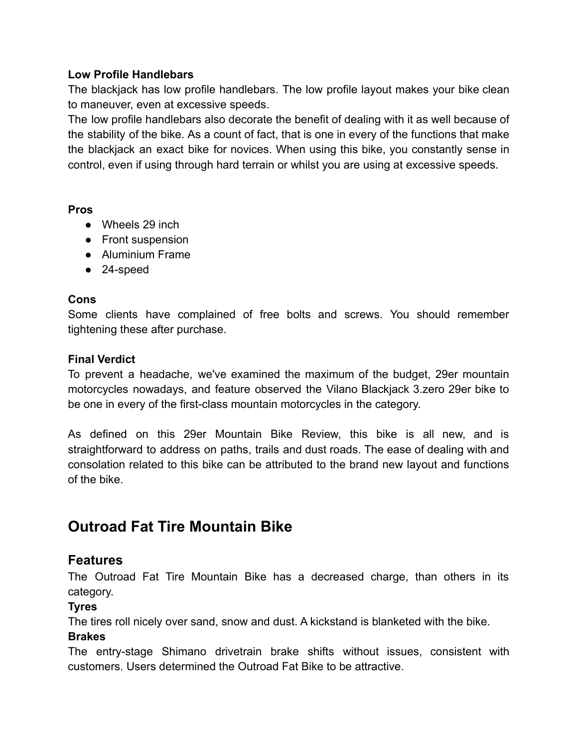**Low Profile Handlebars**

The blackjack has low profile handlebars. The low profile layout makes your bike clean to maneuver, even at excessive speeds.

The low profile handlebars also decorate the benefit of dealing with it as well because of the stability of the bike. As a count of fact, that is one in every of the functions that make the blackjack an exact bike for novices. When using this bike, you constantly sense in control, even if using through hard terrain or whilst you are using at excessive speeds.

**Pros**

- Wheels 29 inch
- Front suspension
- Aluminium Frame
- 24-speed

**Cons**

Some clients have complained of free bolts and screws. You should remember tightening these after purchase.

**Final Verdict**

To prevent a headache, we've examined the maximum of the budget, 29er mountain motorcycles nowadays, and feature observed the Vilano Blackjack 3.zero 29er bike to be one in every of the first-class mountain motorcycles in the category.

As defined on this 29er Mountain Bike Review, this bike is all new, and is straightforward to address on paths, trails and dust roads. The ease of dealing with and consolation related to this bike can be attributed to the brand new layout and functions of the bike.

# Outroad Fat Tire Mountain Bike

## Features

The Outroad Fat Tire Mountain Bike has a decreased charge, than others in its category.

**Tyres**

The tires roll nicely over sand, snow and dust. A kickstand is blanketed with the bike.

**Brakes**

The entry-stage Shimano drivetrain brake shifts without issues, consistent with customers. Users determined the Outroad Fat Bike to be attractive.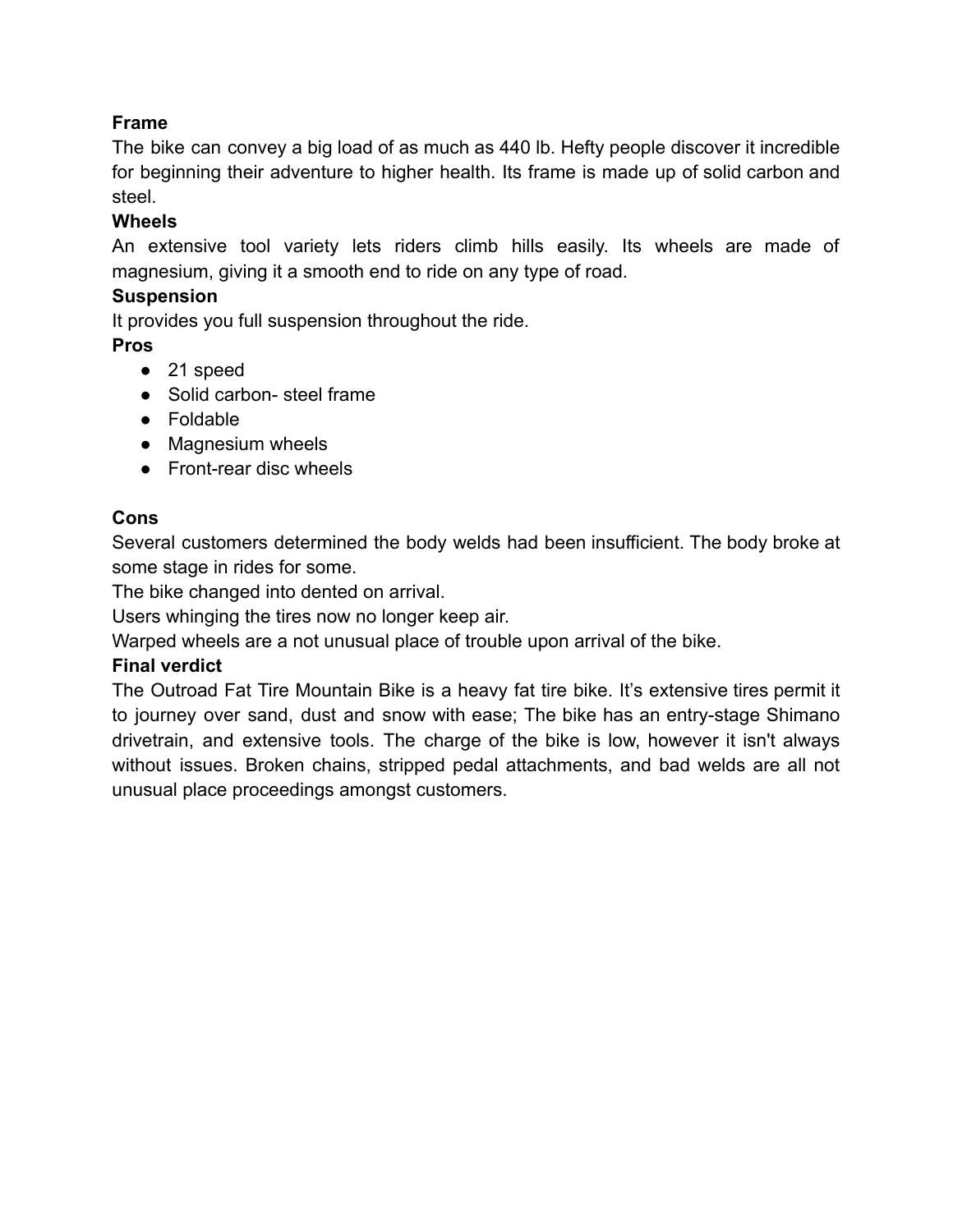**Frame**

The bike can convey a big load of as much as 440 lb. Hefty people discover it incredible for beginning their adventure to higher health. Its frame is made up of solid carbon and steel.

**Wheels**

An extensive tool variety lets riders climb hills easily. Its wheels are made of magnesium, giving it a smooth end to ride on any type of road.

**Suspension**

It provides you full suspension throughout the ride.

**Pros**

- 21 speed
- Solid carbon- steel frame
- Foldable
- Magnesium wheels
- Front-rear disc wheels

**Cons**

Several customers determined the body welds had been insufficient. The body broke at some stage in rides for some.

The bike changed into dented on arrival.

Users whinging the tires now no longer keep air.

Warped wheels are a not unusual place of trouble upon arrival of the bike.

**Final verdict**

The Outroad Fat Tire Mountain Bike is a heavy fat tire bike. It's extensive tires permit it to journey over sand, dust and snow with ease; The bike has an entry-stage Shimano drivetrain, and extensive tools. The charge of the bike is low, however it isn't always without issues. Broken chains, stripped pedal attachments, and bad welds are all not unusual place proceedings amongst customers.